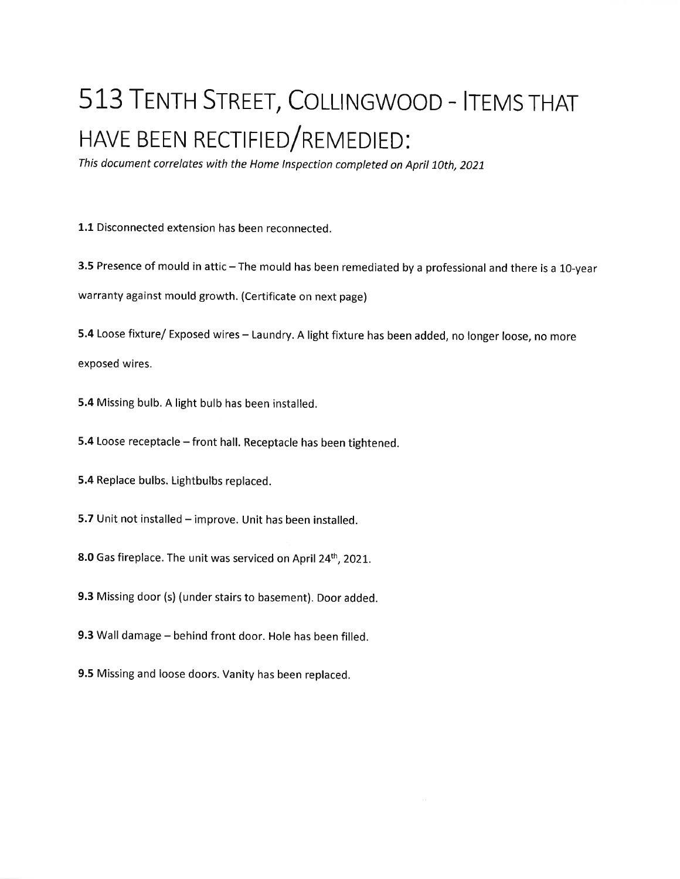# 513 Tenth Street, Collingwood - Items that have been rectified/remedied:

*This document correlates with the Home Inspection completed on April 10th, 2021*

**1.1** Disconnected extension has been reconnected.

**3.5** Presence of mould in attic – The mould has been remediated by a professional and there is a 10-year warranty against mould growth. (Certificate on next page)

**5.4** Loose fixture/ Exposed wires – Laundry. A light fixture has been added, no longer loose, no more exposed wires.

**5.4** Missing bulb. A light bulb has been installed.

**5.4** Loose receptacle – front hall. Receptacle has been tightened.

**5.4** Replace bulbs. Lightbulbs replaced.

**5.7** Unit not installed – improve. Unit has been installed.

**8.0** Gas fireplace. The unit was serviced on April 24th, 2021.

**9.3** Missing door (s) (under stairs to basement). Door added.

**9.3** Wall damage – behind front door. Hole has been filled.

**9.5** Missing and loose doors. Vanity has been replaced.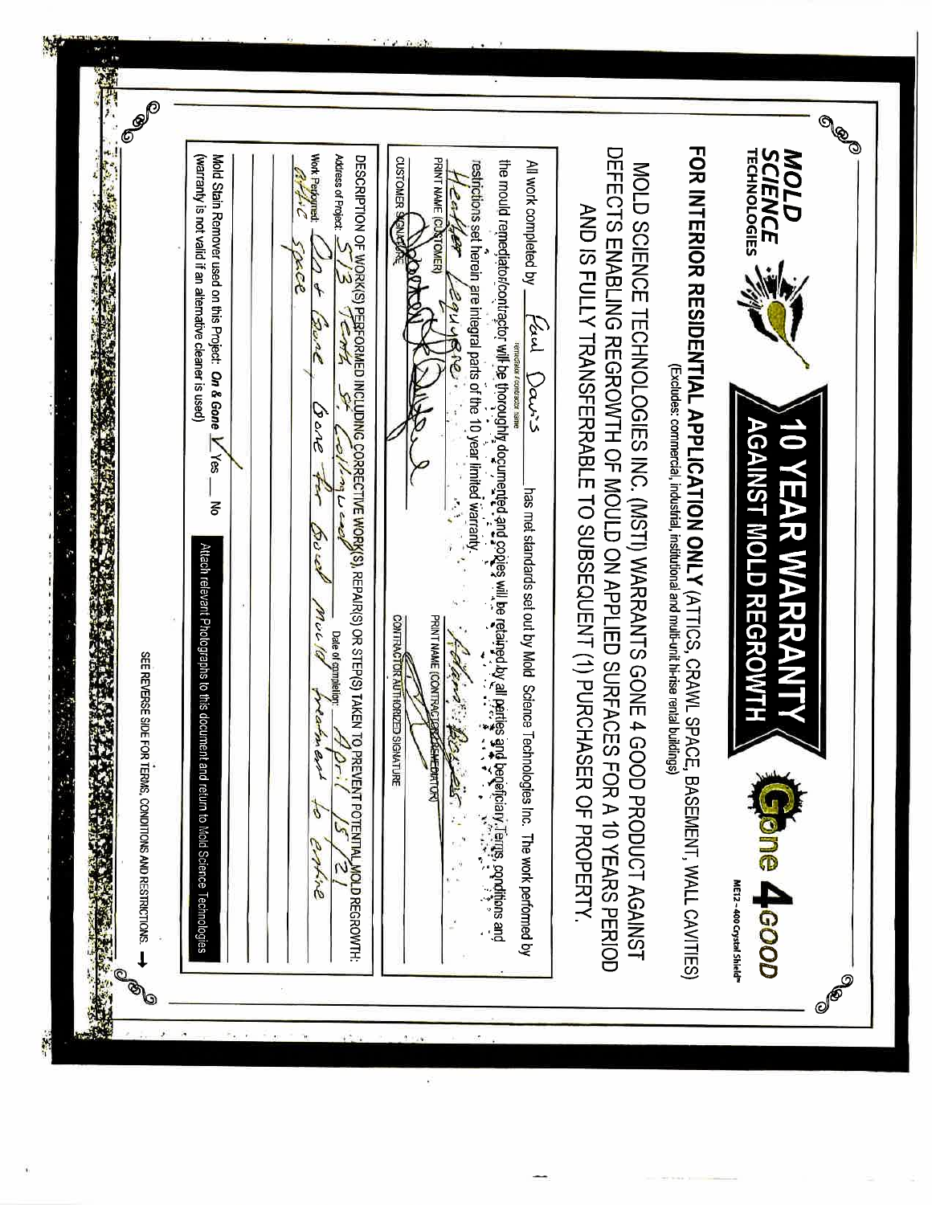**MOLD SCIENCE TECHNOLOGIES**

# 10 YEAR WARRANTY AGAINST MOLD REGROWTH

**Gone 4 GOOD**

ME12-400 Crystal Shield™

**FOR INTERIOR RESIDENTIAL APPLICATION ONLY** (ATTICS, CRAWL SPACE, BASEMENT, WALL CAVITIES)

(Excludes: commercial, industrial, institutional and multi-unit hi-rise rental buildings)

MOLD SCIENCE TECHNOLOGIES INC. (MSTI) WARRANTS GONE 4 GOOD PRODUCT AGAINST DEFECTS ENABLING REGROWTH OF MOULD ON APPLIED SURFACES FOR A 10 YEARS PERIOD AND IS FULLY TRANSFERRABLE TO SUBSEQUENT (1) PURCHASER OF PROPERTY.

All work completed by Paul Davis has met standards set out by Mold Science Technologies Inc. The work performed by
remediator / contractor name

the mould remediator/contractor will be thoroughly documented and copies will be retained by all parties and beneficiary. Terms, conditions and restrictions set herein are integral parts of the 10 year limited warranty.

| Heather Lequire | Roland Boyes |
|---|---|
| PRINT NAME (CUSTOMER) | PRINT NAME (CONTRACTOR/REMEDIATOR) |
| [signature] | [signature] |
| CUSTOMER SIGNATURE | CONTRACTOR AUTHORIZED SIGNATURE |

DESCRIPTION OF WORK(S) PERFORMED INCLUDING CORRECTIVE WORK(S), REPAIR(S) OR STEP(S) TAKEN TO PREVENT POTENTIAL MOLD REGROWTH:

Address of Project: 513 Tenth St Collingwood  Date of completion: April 15/21

Work Performed: Dot Gone, Gone for Good mould treatment to entire attic space

Mold Stain Remover used on this Project: *On & Gone* ✓ Yes __ No
(warranty is not valid if an alternative cleaner is used)

Attach relevant Photographs to this document and return to Mold Science Technologies

SEE REVERSE SIDE FOR TERMS, CONDITIONS AND RESTRICTIONS →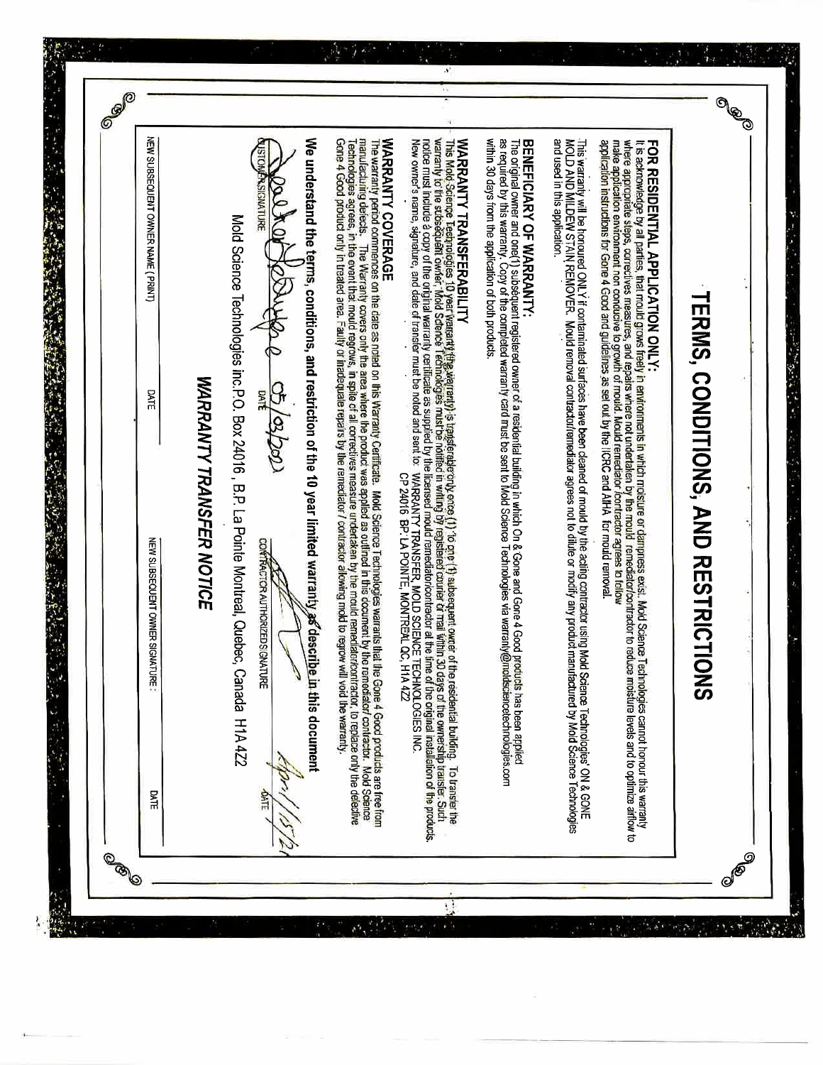# TERMS, CONDITIONS, AND RESTRICTIONS

## FOR RESIDENTIAL APPLICATION ONLY:

It is acknowledge by all parties, that mould grows freely in environments in which moisture or dampness exist. Mold Science Technologies cannot honour this warranty where appropriate steps, corrective measures, and repairs where not undertaken by the mould remediator/contractor to reduce moisture levels and to optimize airflow to make application environment non conducive to growth of mould. Mould remediator /contractor agrees to follow application instructions for Gone 4 Good and guidelines as set out by the IICRC and AIHA for mould removal.

This warranty will be honoured ONLY if contaminated surfaces have been cleaned of mould by the acting contractor using Mold Science Technologies' ON & GONE MOLD AND MILDEW STAIN REMOVER. Mould removal contractor/remediator agrees not to dilute or modify any product manufactured by Mold Science Technologies and used in this application.

## BENEFICIARY OF WARRANTY:

The original owner and one(1) subsequent registered owner of a residential building in which On & Gone and Gone 4 Good products has been applied as required by this warranty. Copy of the completed warranty card must be sent to Mold Science Technologies via warranty@moldsciencetechnologies.com within 30 days from the application of both products.

## WARRANTY TRANSFERABILITY

This Mold Science Technologies 10 year warranty (the warranty) is transferable only once (1) to one (1) subsequent owner of the residential building. To transfer the warranty to the subsequent owner, Mold Science Technologies must be notified in writing by registered courier or mail within 30 days of the ownership transfer. Such notice must include a copy of the original warranty certificate as supplied by the licensed mould remediator/contractor at the time of the original installation of the products. New owner's name, signature, and date of transfer must be noted and sent to: WARRANTY TRANSFER, MOLD SCIENCE TECHNOLOGIES INC. CP 24016 BP LA POINTE, MONTREAL QC. H1A 4Z2

## WARRANTY COVERAGE

The warranty period commences on the date as noted on this Warranty Certificate. Mold Science Technologies warrants that the Gone 4 Good products are free from manufacturing defects. The Warranty covers only the area where the product was applied as outlined in this document by the remediator/ contractor. Mold Science Technologies agrees, in the event that mould regrows, in spite of all correctives measure undertaken by the mould remediator/contractor, to replace only the defective Gone 4 Good product only in treated area. Faulty or inadequate repairs by the remediator / contractor allowing mold to regrow will void the warranty.

**We understand the terms, conditions, and restriction of the 10 year limited warranty as describe in this document**

| | | | |
|---|---|---|---|
| [signature] | 05/03/2021 | [signature] | April/15/21 |
| CUSTOMER SIGNATURE | DATE | CONTRACTOR AUTHORIZED SIGNATURE | DATE |

Mold Science Technologies inc.P.O. Box 24016 , B.P. La Pointe Montreal, Quebec, Canada H1A 4Z2

## *WARRANTY TRANSFER NOTICE*

| | | | |
|---|---|---|---|
| NEW SUBSEQUENT OWNER NAME (PRINT) | DATE | NEW SUBSEQUENT OWNER SIGNATURE : | DATE |